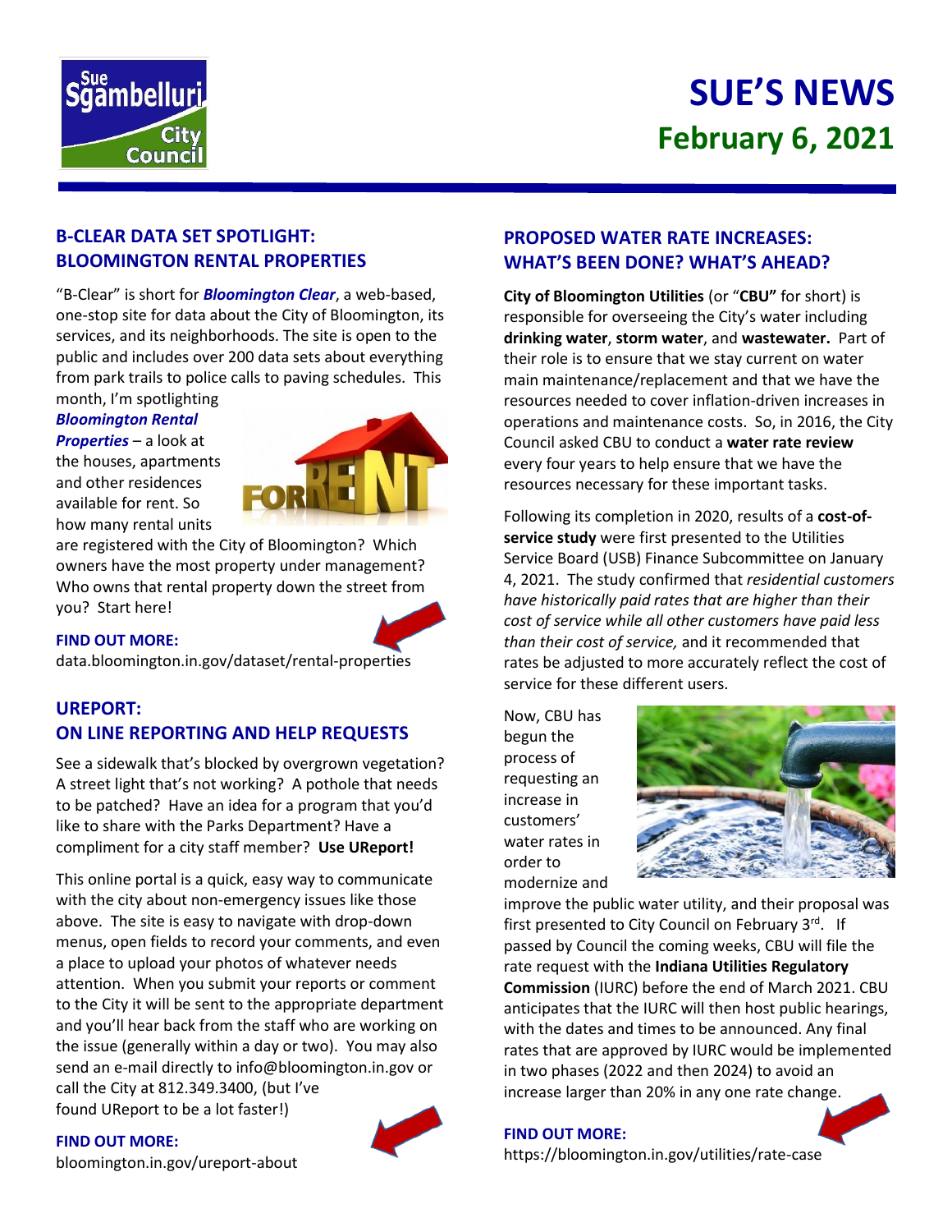# SUE'S NEWS

## February 6, 2021

## B-CLEAR DATA SET SPOTLIGHT: BLOOMINGTON RENTAL PROPERTIES

"B-Clear" is short for ***Bloomington Clear***, a web-based, one-stop site for data about the City of Bloomington, its services, and its neighborhoods. The site is open to the public and includes over 200 data sets about everything from park trails to police calls to paving schedules. This month, I'm spotlighting ***Bloomington Rental Properties*** – a look at the houses, apartments and other residences available for rent. So how many rental units are registered with the City of Bloomington? Which owners have the most property under management? Who owns that rental property down the street from you? Start here!

**FIND OUT MORE:**
data.bloomington.in.gov/dataset/rental-properties

## UREPORT: ON LINE REPORTING AND HELP REQUESTS

See a sidewalk that's blocked by overgrown vegetation? A street light that's not working? A pothole that needs to be patched? Have an idea for a program that you'd like to share with the Parks Department? Have a compliment for a city staff member? **Use UReport!**

This online portal is a quick, easy way to communicate with the city about non-emergency issues like those above. The site is easy to navigate with drop-down menus, open fields to record your comments, and even a place to upload your photos of whatever needs attention. When you submit your reports or comment to the City it will be sent to the appropriate department and you'll hear back from the staff who are working on the issue (generally within a day or two). You may also send an e-mail directly to info@bloomington.in.gov or call the City at 812.349.3400, (but I've found UReport to be a lot faster!)

**FIND OUT MORE:**
bloomington.in.gov/ureport-about

## PROPOSED WATER RATE INCREASES: WHAT'S BEEN DONE? WHAT'S AHEAD?

**City of Bloomington Utilities** (or "**CBU"** for short) is responsible for overseeing the City's water including **drinking water**, **storm water**, and **wastewater.** Part of their role is to ensure that we stay current on water main maintenance/replacement and that we have the resources needed to cover inflation-driven increases in operations and maintenance costs. So, in 2016, the City Council asked CBU to conduct a **water rate review** every four years to help ensure that we have the resources necessary for these important tasks.

Following its completion in 2020, results of a **cost-of-service study** were first presented to the Utilities Service Board (USB) Finance Subcommittee on January 4, 2021. The study confirmed that *residential customers have historically paid rates that are higher than their cost of service while all other customers have paid less than their cost of service,* and it recommended that rates be adjusted to more accurately reflect the cost of service for these different users.

Now, CBU has begun the process of requesting an increase in customers' water rates in order to modernize and improve the public water utility, and their proposal was first presented to City Council on February 3rd. If passed by Council the coming weeks, CBU will file the rate request with the **Indiana Utilities Regulatory Commission** (IURC) before the end of March 2021. CBU anticipates that the IURC will then host public hearings, with the dates and times to be announced. Any final rates that are approved by IURC would be implemented in two phases (2022 and then 2024) to avoid an increase larger than 20% in any one rate change.

**FIND OUT MORE:**
https://bloomington.in.gov/utilities/rate-case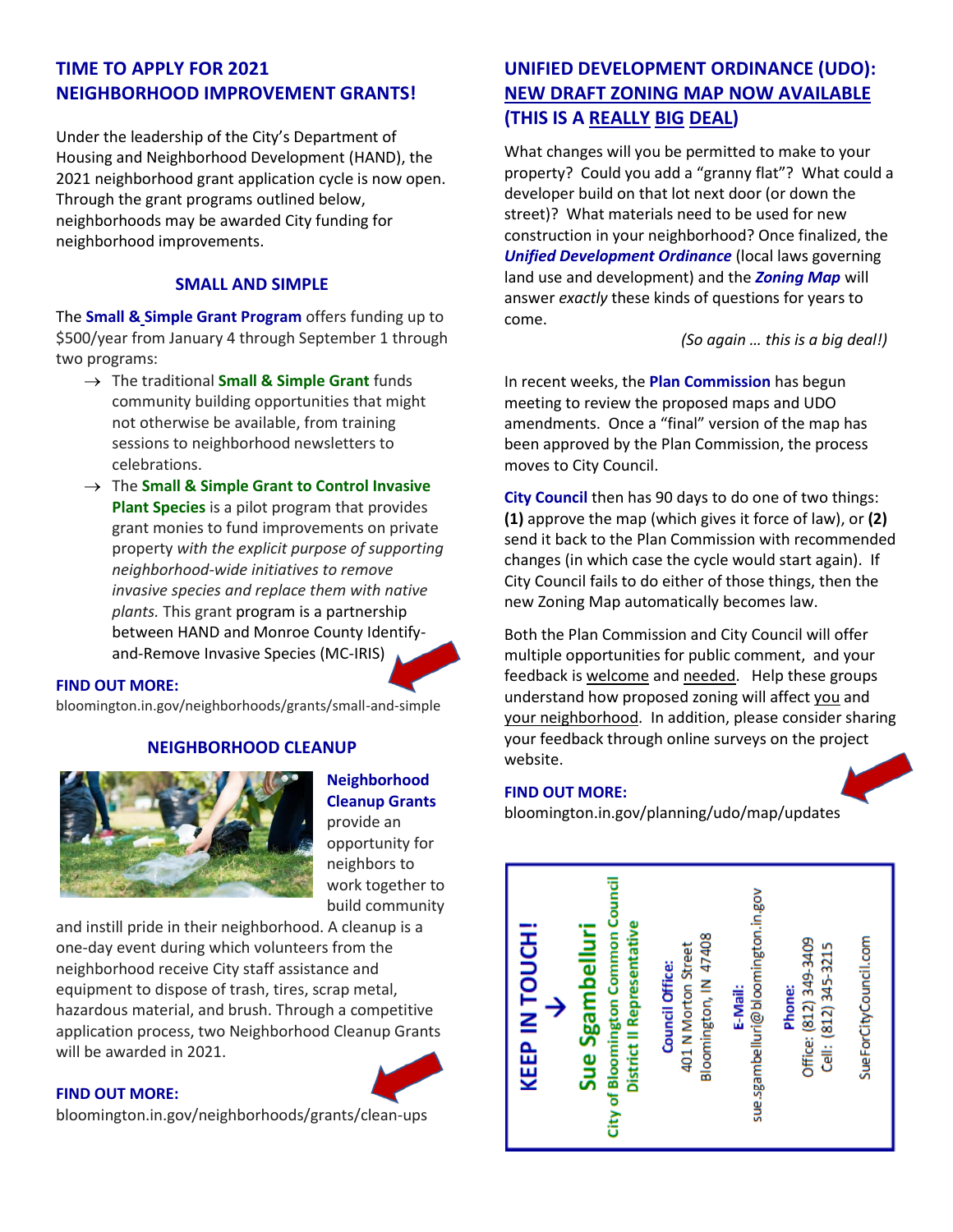## TIME TO APPLY FOR 2021 NEIGHBORHOOD IMPROVEMENT GRANTS!

Under the leadership of the City's Department of Housing and Neighborhood Development (HAND), the 2021 neighborhood grant application cycle is now open. Through the grant programs outlined below, neighborhoods may be awarded City funding for neighborhood improvements.

### SMALL AND SIMPLE

The **Small & Simple Grant Program** offers funding up to $500/year from January 4 through September 1 through two programs:

- → The traditional **Small & Simple Grant** funds community building opportunities that might not otherwise be available, from training sessions to neighborhood newsletters to celebrations.
- → The **Small & Simple Grant to Control Invasive Plant Species** is a pilot program that provides grant monies to fund improvements on private property *with the explicit purpose of supporting neighborhood-wide initiatives to remove invasive species and replace them with native plants.* This grant program is a partnership between HAND and Monroe County Identify-and-Remove Invasive Species (MC-IRIS)

**FIND OUT MORE:**
bloomington.in.gov/neighborhoods/grants/small-and-simple

### NEIGHBORHOOD CLEANUP

**Neighborhood Cleanup Grants** provide an opportunity for neighbors to work together to build community and instill pride in their neighborhood. A cleanup is a one-day event during which volunteers from the neighborhood receive City staff assistance and equipment to dispose of trash, tires, scrap metal, hazardous material, and brush. Through a competitive application process, two Neighborhood Cleanup Grants will be awarded in 2021.

**FIND OUT MORE:**
bloomington.in.gov/neighborhoods/grants/clean-ups

## UNIFIED DEVELOPMENT ORDINANCE (UDO): NEW DRAFT ZONING MAP NOW AVAILABLE (THIS IS A REALLY BIG DEAL)

What changes will you be permitted to make to your property? Could you add a "granny flat"? What could a developer build on that lot next door (or down the street)? What materials need to be used for new construction in your neighborhood? Once finalized, the ***Unified Development Ordinance*** (local laws governing land use and development) and the ***Zoning Map*** will answer *exactly* these kinds of questions for years to come.

*(So again … this is a big deal!)*

In recent weeks, the **Plan Commission** has begun meeting to review the proposed maps and UDO amendments. Once a "final" version of the map has been approved by the Plan Commission, the process moves to City Council.

**City Council** then has 90 days to do one of two things: **(1)** approve the map (which gives it force of law), or **(2)** send it back to the Plan Commission with recommended changes (in which case the cycle would start again). If City Council fails to do either of those things, then the new Zoning Map automatically becomes law.

Both the Plan Commission and City Council will offer multiple opportunities for public comment, and your feedback is welcome and needed. Help these groups understand how proposed zoning will affect you and your neighborhood. In addition, please consider sharing your feedback through online surveys on the project website.

**FIND OUT MORE:**
bloomington.in.gov/planning/udo/map/updates

**KEEP IN TOUCH!** →

**Sue Sgambelluri**
**City of Bloomington Common Council**
**District II Representative**

**Council Office:**
401 N Morton Street
Bloomington, IN 47408

**E-Mail:**
sue.sgambelluri@bloomington.in.gov

**Phone:**
Office: (812) 349-3409
Cell: (812) 345-3215

SueForCityCouncil.com